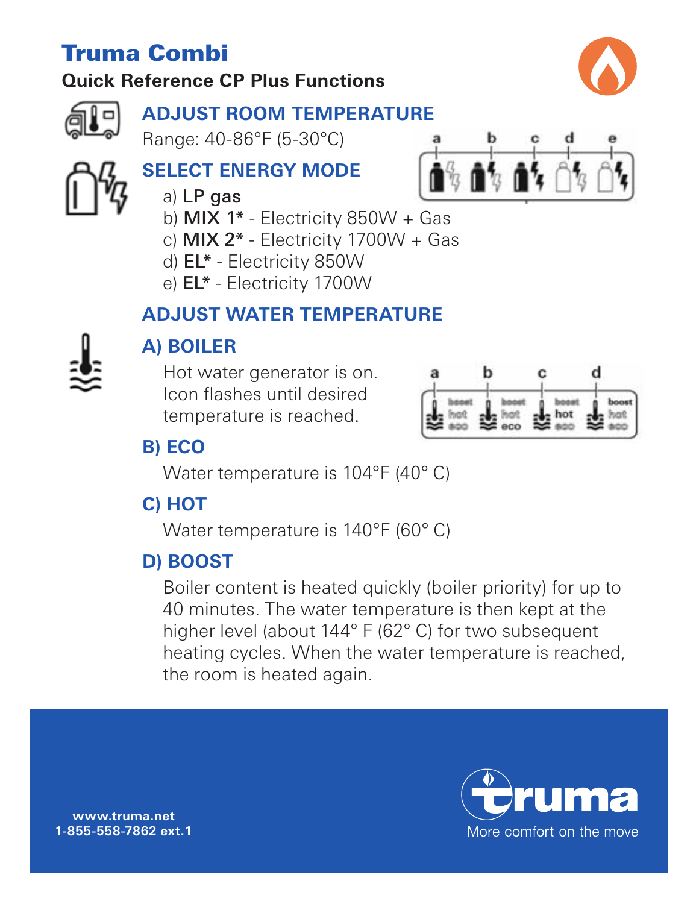# Truma Combi

**Quick Reference CP Plus Functions**

## ADJUST ROOM TEMPERATURE

Range: 40-86°F (5-30°C)

## SELECT ENERGY MODE

a) **LP gas**
b) **MIX 1*** - Electricity 850W + Gas
c) **MIX 2*** - Electricity 1700W + Gas
d) **EL*** - Electricity 850W
e) **EL*** - Electricity 1700W

## ADJUST WATER TEMPERATURE

### A) BOILER

Hot water generator is on. Icon flashes until desired temperature is reached.

### B) ECO

Water temperature is 104°F (40° C)

### C) HOT

Water temperature is 140°F (60° C)

### D) BOOST

Boiler content is heated quickly (boiler priority) for up to 40 minutes. The water temperature is then kept at the higher level (about 144° F (62° C) for two subsequent heating cycles. When the water temperature is reached, the room is heated again.

**www.truma.net**
**1-855-558-7862 ext.1**

truma
More comfort on the move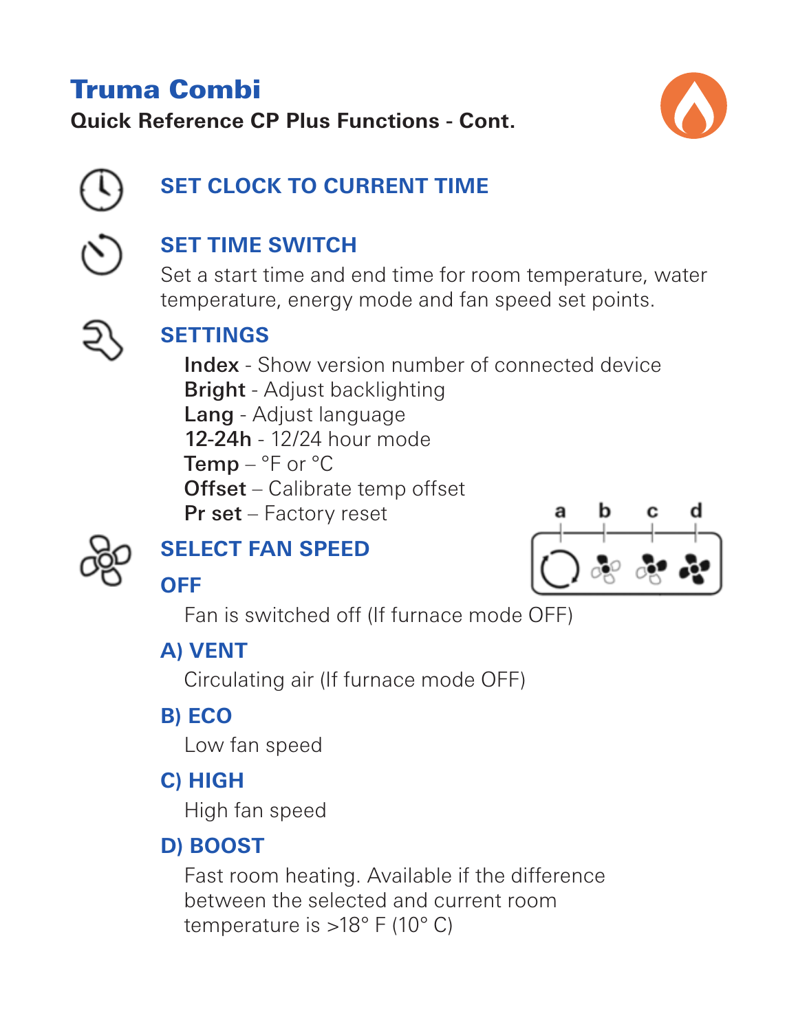# Truma Combi

**Quick Reference CP Plus Functions - Cont.**

## SET CLOCK TO CURRENT TIME

## SET TIME SWITCH

Set a start time and end time for room temperature, water temperature, energy mode and fan speed set points.

## SETTINGS

**Index** - Show version number of connected device
**Bright** - Adjust backlighting
**Lang** - Adjust language
**12-24h** - 12/24 hour mode
**Temp** – °F or °C
**Offset** – Calibrate temp offset
**Pr set** – Factory reset

## SELECT FAN SPEED

a b c d

### OFF

Fan is switched off (If furnace mode OFF)

### A) VENT

Circulating air (If furnace mode OFF)

### B) ECO

Low fan speed

### C) HIGH

High fan speed

### D) BOOST

Fast room heating. Available if the difference between the selected and current room temperature is >18° F (10° C)